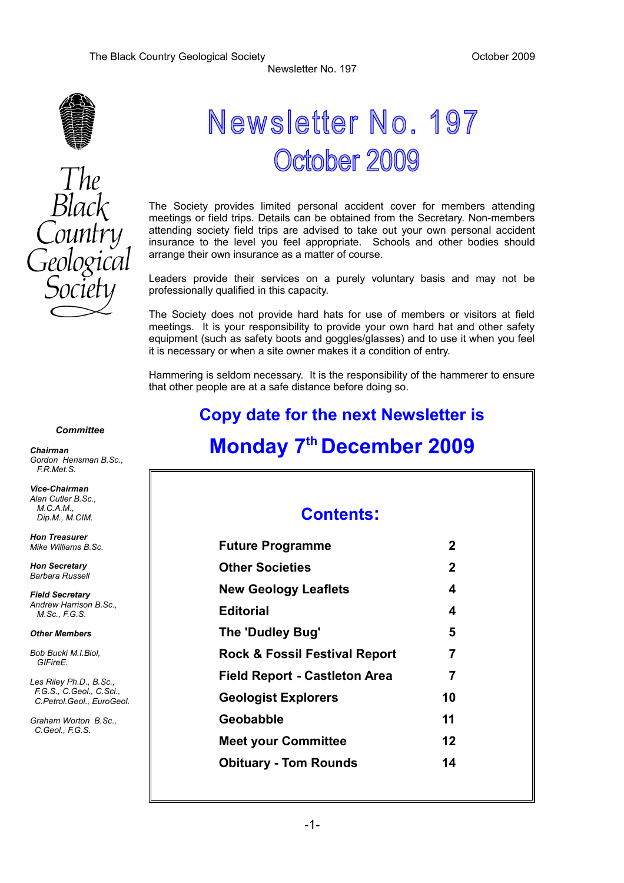# Newsletter No. 197

## October 2009

The Society provides limited personal accident cover for members attending meetings or field trips. Details can be obtained from the Secretary. Non-members attending society field trips are advised to take out your own personal accident insurance to the level you feel appropriate. Schools and other bodies should arrange their own insurance as a matter of course.

Leaders provide their services on a purely voluntary basis and may not be professionally qualified in this capacity.

The Society does not provide hard hats for use of members or visitors at field meetings. It is your responsibility to provide your own hard hat and other safety equipment (such as safety boots and goggles/glasses) and to use it when you feel it is necessary or when a site owner makes it a condition of entry.

Hammering is seldom necessary. It is the responsibility of the hammerer to ensure that other people are at a safe distance before doing so.

## Copy date for the next Newsletter is

## Monday 7th December 2009

### Contents:

| | |
|---|---|
| **Future Programme** | **2** |
| **Other Societies** | **2** |
| **New Geology Leaflets** | **4** |
| **Editorial** | **4** |
| **The 'Dudley Bug'** | **5** |
| **Rock & Fossil Festival Report** | **7** |
| **Field Report - Castleton Area** | **7** |
| **Geologist Explorers** | **10** |
| **Geobabble** | **11** |
| **Meet your Committee** | **12** |
| **Obituary - Tom Rounds** | **14** |

***Committee***

***Chairman***
*Gordon Hensman B.Sc., F.R.Met.S.*

***Vice-Chairman***
*Alan Cutler B.Sc., M.C.A.M., Dip.M., M.CIM.*

***Hon Treasurer***
*Mike Williams B.Sc.*

***Hon Secretary***
*Barbara Russell*

***Field Secretary***
*Andrew Harrison B.Sc., M.Sc., F.G.S.*

***Other Members***

*Bob Bucki M.I.Biol, GIFireE.*

*Les Riley Ph.D., B.Sc., F.G.S., C.Geol., C.Sci., C.Petrol.Geol., EuroGeol.*

*Graham Worton B.Sc., C.Geol., F.G.S.*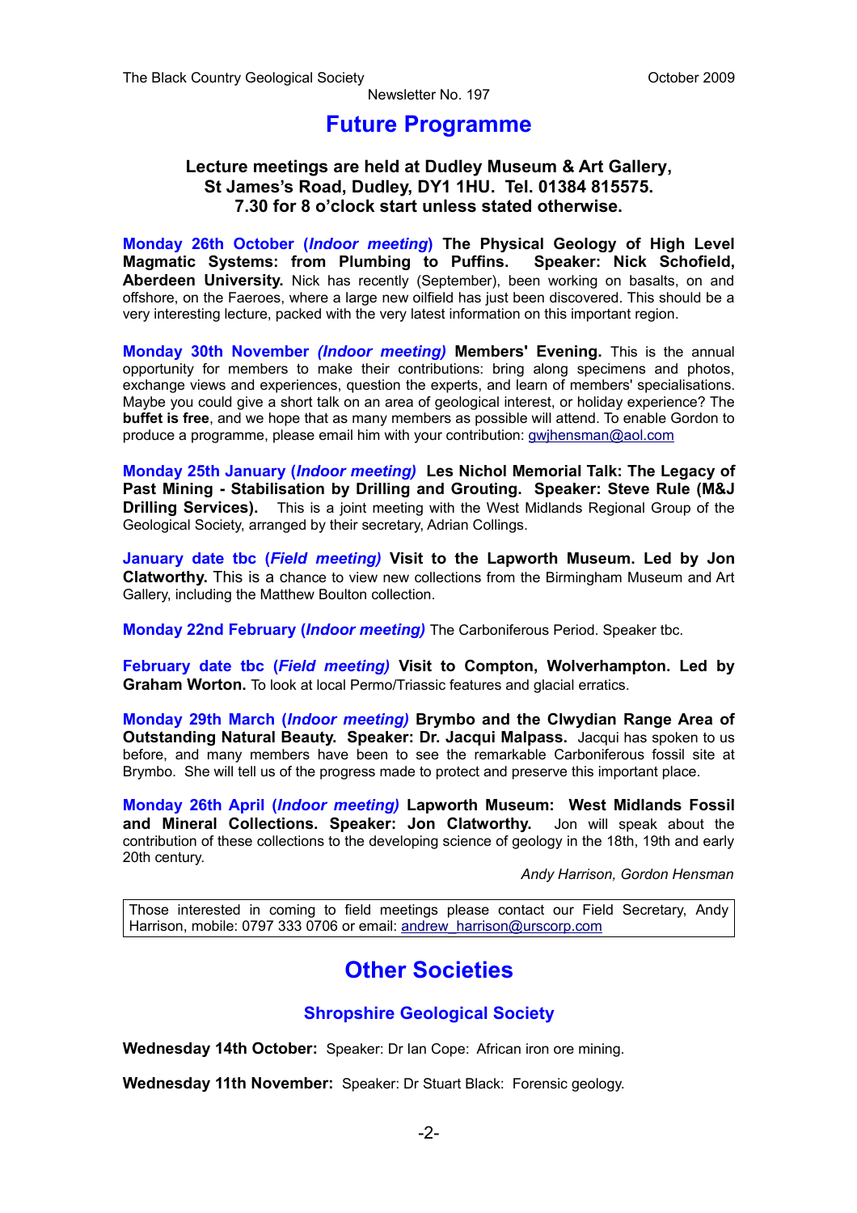## Future Programme

**Lecture meetings are held at Dudley Museum & Art Gallery, St James's Road, Dudley, DY1 1HU. Tel. 01384 815575. 7.30 for 8 o'clock start unless stated otherwise.**

**Monday 26th October (*Indoor meeting*) The Physical Geology of High Level Magmatic Systems: from Plumbing to Puffins. Speaker: Nick Schofield, Aberdeen University.** Nick has recently (September), been working on basalts, on and offshore, on the Faeroes, where a large new oilfield has just been discovered. This should be a very interesting lecture, packed with the very latest information on this important region.

**Monday 30th November *(Indoor meeting)* Members' Evening.** This is the annual opportunity for members to make their contributions: bring along specimens and photos, exchange views and experiences, question the experts, and learn of members' specialisations. Maybe you could give a short talk on an area of geological interest, or holiday experience? The **buffet is free**, and we hope that as many members as possible will attend. To enable Gordon to produce a programme, please email him with your contribution: gwjhensman@aol.com

**Monday 25th January (*Indoor meeting*) Les Nichol Memorial Talk: The Legacy of Past Mining - Stabilisation by Drilling and Grouting. Speaker: Steve Rule (M&J Drilling Services).** This is a joint meeting with the West Midlands Regional Group of the Geological Society, arranged by their secretary, Adrian Collings.

**January date tbc (*Field meeting*) Visit to the Lapworth Museum. Led by Jon Clatworthy.** This is a chance to view new collections from the Birmingham Museum and Art Gallery, including the Matthew Boulton collection.

**Monday 22nd February (*Indoor meeting*)** The Carboniferous Period. Speaker tbc.

**February date tbc (*Field meeting*) Visit to Compton, Wolverhampton. Led by Graham Worton.** To look at local Permo/Triassic features and glacial erratics.

**Monday 29th March (*Indoor meeting*) Brymbo and the Clwydian Range Area of Outstanding Natural Beauty. Speaker: Dr. Jacqui Malpass.** Jacqui has spoken to us before, and many members have been to see the remarkable Carboniferous fossil site at Brymbo. She will tell us of the progress made to protect and preserve this important place.

**Monday 26th April (*Indoor meeting*) Lapworth Museum: West Midlands Fossil and Mineral Collections. Speaker: Jon Clatworthy.** Jon will speak about the contribution of these collections to the developing science of geology in the 18th, 19th and early 20th century.

*Andy Harrison, Gordon Hensman*

Those interested in coming to field meetings please contact our Field Secretary, Andy Harrison, mobile: 0797 333 0706 or email: andrew_harrison@urscorp.com

## Other Societies

### Shropshire Geological Society

**Wednesday 14th October:** Speaker: Dr Ian Cope: African iron ore mining.

**Wednesday 11th November:** Speaker: Dr Stuart Black: Forensic geology.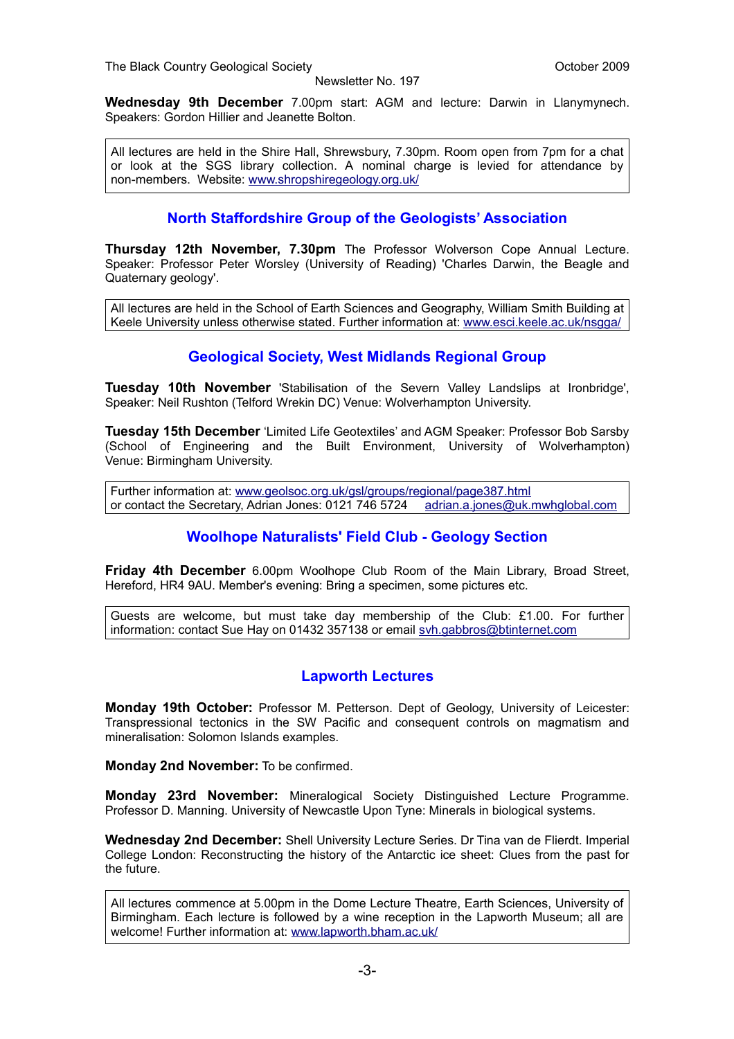**Wednesday 9th December** 7.00pm start: AGM and lecture: Darwin in Llanymynech. Speakers: Gordon Hillier and Jeanette Bolton.

> All lectures are held in the Shire Hall, Shrewsbury, 7.30pm. Room open from 7pm for a chat or look at the SGS library collection. A nominal charge is levied for attendance by non-members. Website: www.shropshiregeology.org.uk/

## North Staffordshire Group of the Geologists' Association

**Thursday 12th November, 7.30pm** The Professor Wolverson Cope Annual Lecture. Speaker: Professor Peter Worsley (University of Reading) 'Charles Darwin, the Beagle and Quaternary geology'.

> All lectures are held in the School of Earth Sciences and Geography, William Smith Building at Keele University unless otherwise stated. Further information at: www.esci.keele.ac.uk/nsgga/

## Geological Society, West Midlands Regional Group

**Tuesday 10th November** 'Stabilisation of the Severn Valley Landslips at Ironbridge', Speaker: Neil Rushton (Telford Wrekin DC) Venue: Wolverhampton University.

**Tuesday 15th December** 'Limited Life Geotextiles' and AGM Speaker: Professor Bob Sarsby (School of Engineering and the Built Environment, University of Wolverhampton) Venue: Birmingham University.

> Further information at: www.geolsoc.org.uk/gsl/groups/regional/page387.html
> or contact the Secretary, Adrian Jones: 0121 746 5724 adrian.a.jones@uk.mwhglobal.com

## Woolhope Naturalists' Field Club - Geology Section

**Friday 4th December** 6.00pm Woolhope Club Room of the Main Library, Broad Street, Hereford, HR4 9AU. Member's evening: Bring a specimen, some pictures etc.

> Guests are welcome, but must take day membership of the Club: £1.00. For further information: contact Sue Hay on 01432 357138 or email svh.gabbros@btinternet.com

## Lapworth Lectures

**Monday 19th October:** Professor M. Petterson. Dept of Geology, University of Leicester: Transpressional tectonics in the SW Pacific and consequent controls on magmatism and mineralisation: Solomon Islands examples.

**Monday 2nd November:** To be confirmed.

**Monday 23rd November:** Mineralogical Society Distinguished Lecture Programme. Professor D. Manning. University of Newcastle Upon Tyne: Minerals in biological systems.

**Wednesday 2nd December:** Shell University Lecture Series. Dr Tina van de Flierdt. Imperial College London: Reconstructing the history of the Antarctic ice sheet: Clues from the past for the future.

> All lectures commence at 5.00pm in the Dome Lecture Theatre, Earth Sciences, University of Birmingham. Each lecture is followed by a wine reception in the Lapworth Museum; all are welcome! Further information at: www.lapworth.bham.ac.uk/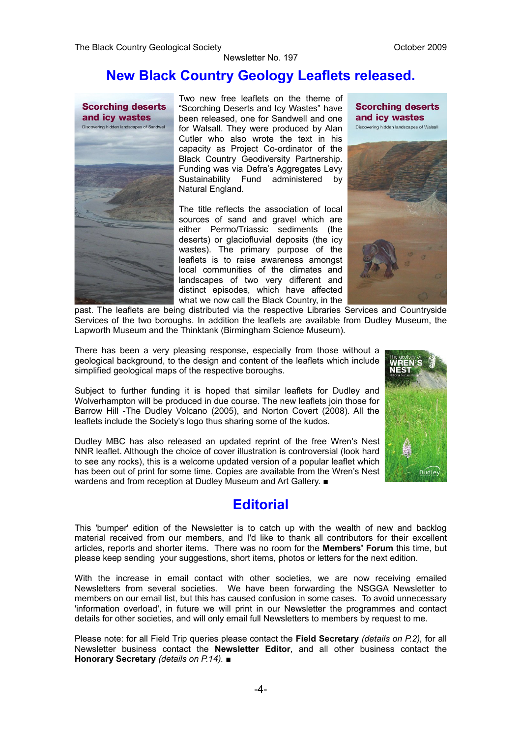# New Black Country Geology Leaflets released.

Two new free leaflets on the theme of "Scorching Deserts and Icy Wastes" have been released, one for Sandwell and one for Walsall. They were produced by Alan Cutler who also wrote the text in his capacity as Project Co-ordinator of the Black Country Geodiversity Partnership. Funding was via Defra's Aggregates Levy Sustainability Fund administered by Natural England.

The title reflects the association of local sources of sand and gravel which are either Permo/Triassic sediments (the deserts) or glaciofluvial deposits (the icy wastes). The primary purpose of the leaflets is to raise awareness amongst local communities of the climates and landscapes of two very different and distinct episodes, which have affected what we now call the Black Country, in the past. The leaflets are being distributed via the respective Libraries Services and Countryside Services of the two boroughs. In addition the leaflets are available from Dudley Museum, the Lapworth Museum and the Thinktank (Birmingham Science Museum).

There has been a very pleasing response, especially from those without a geological background, to the design and content of the leaflets which include simplified geological maps of the respective boroughs.

Subject to further funding it is hoped that similar leaflets for Dudley and Wolverhampton will be produced in due course. The new leaflets join those for Barrow Hill -The Dudley Volcano (2005), and Norton Covert (2008). All the leaflets include the Society's logo thus sharing some of the kudos.

Dudley MBC has also released an updated reprint of the free Wren's Nest NNR leaflet. Although the choice of cover illustration is controversial (look hard to see any rocks), this is a welcome updated version of a popular leaflet which has been out of print for some time. Copies are available from the Wren's Nest wardens and from reception at Dudley Museum and Art Gallery. ■

# Editorial

This 'bumper' edition of the Newsletter is to catch up with the wealth of new and backlog material received from our members, and I'd like to thank all contributors for their excellent articles, reports and shorter items. There was no room for the **Members' Forum** this time, but please keep sending your suggestions, short items, photos or letters for the next edition.

With the increase in email contact with other societies, we are now receiving emailed Newsletters from several societies. We have been forwarding the NSGGA Newsletter to members on our email list, but this has caused confusion in some cases. To avoid unnecessary 'information overload', in future we will print in our Newsletter the programmes and contact details for other societies, and will only email full Newsletters to members by request to me.

Please note: for all Field Trip queries please contact the **Field Secretary** *(details on P.2),* for all Newsletter business contact the **Newsletter Editor**, and all other business contact the **Honorary Secretary** *(details on P.14).* ■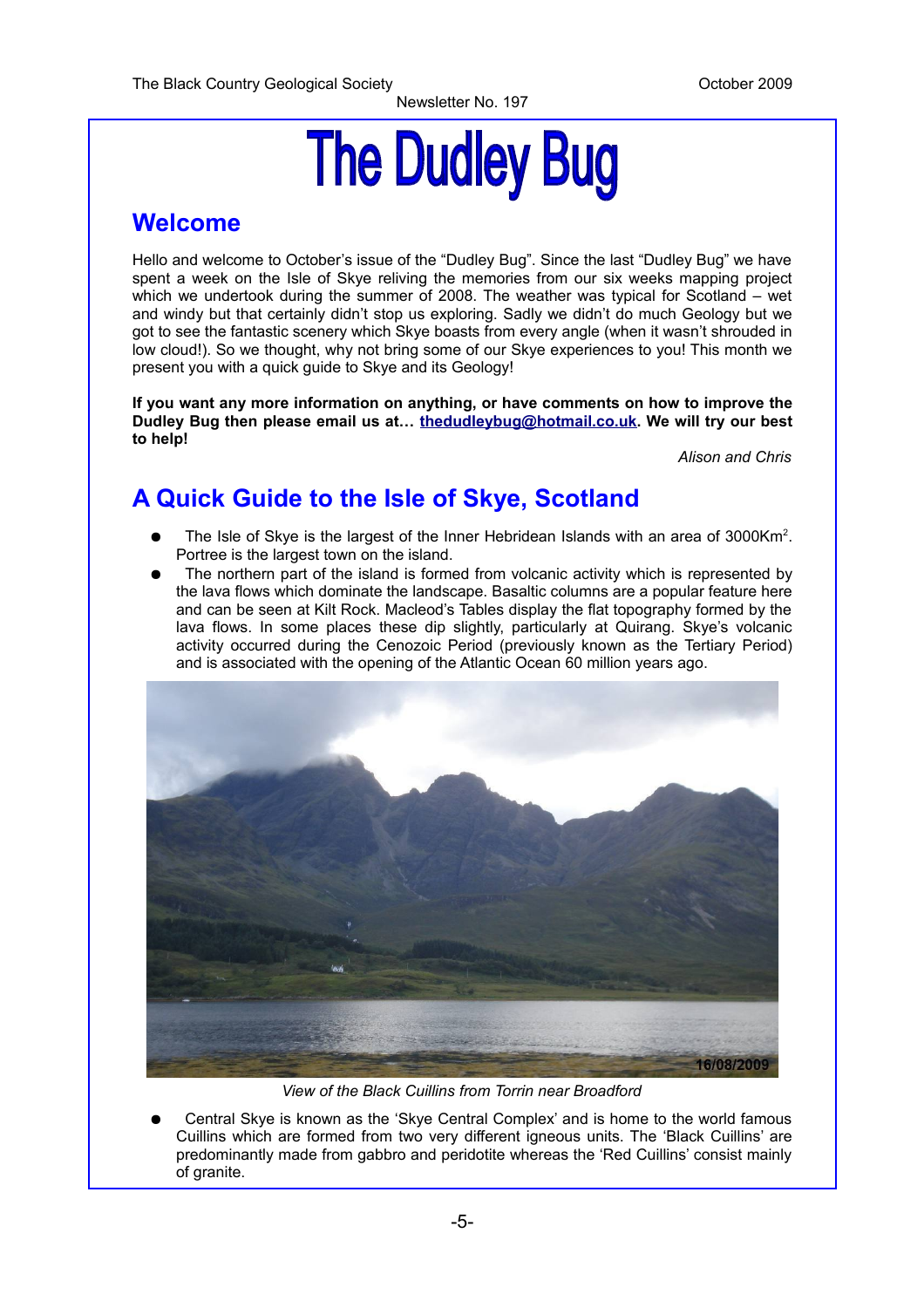# The Dudley Bug

## Welcome

Hello and welcome to October's issue of the "Dudley Bug". Since the last "Dudley Bug" we have spent a week on the Isle of Skye reliving the memories from our six weeks mapping project which we undertook during the summer of 2008. The weather was typical for Scotland – wet and windy but that certainly didn't stop us exploring. Sadly we didn't do much Geology but we got to see the fantastic scenery which Skye boasts from every angle (when it wasn't shrouded in low cloud!). So we thought, why not bring some of our Skye experiences to you! This month we present you with a quick guide to Skye and its Geology!

**If you want any more information on anything, or have comments on how to improve the Dudley Bug then please email us at… thedudleybug@hotmail.co.uk. We will try our best to help!**

*Alison and Chris*

## A Quick Guide to the Isle of Skye, Scotland

- The Isle of Skye is the largest of the Inner Hebridean Islands with an area of 3000Km$^2$. Portree is the largest town on the island.
- The northern part of the island is formed from volcanic activity which is represented by the lava flows which dominate the landscape. Basaltic columns are a popular feature here and can be seen at Kilt Rock. Macleod's Tables display the flat topography formed by the lava flows. In some places these dip slightly, particularly at Quirang. Skye's volcanic activity occurred during the Cenozoic Period (previously known as the Tertiary Period) and is associated with the opening of the Atlantic Ocean 60 million years ago.

*View of the Black Cuillins from Torrin near Broadford*

- Central Skye is known as the 'Skye Central Complex' and is home to the world famous Cuillins which are formed from two very different igneous units. The 'Black Cuillins' are predominantly made from gabbro and peridotite whereas the 'Red Cuillins' consist mainly of granite.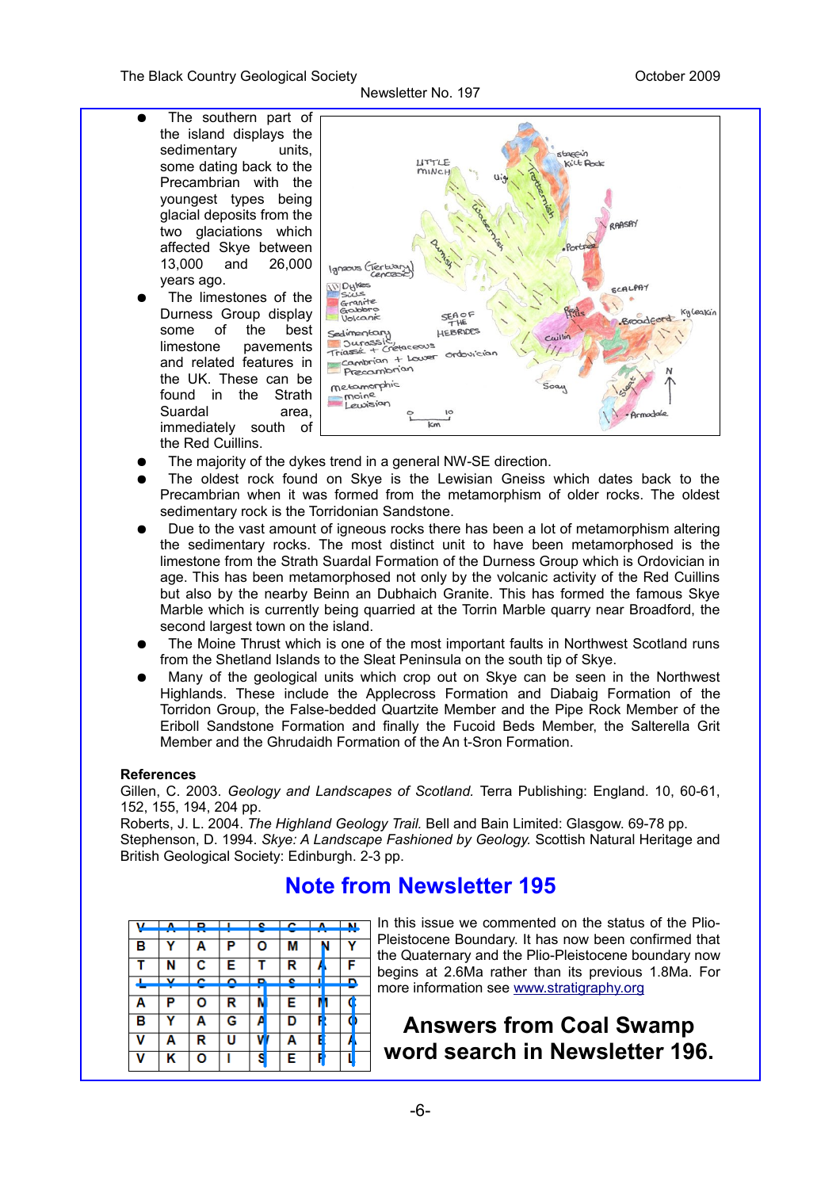- The southern part of the island displays the sedimentary units, some dating back to the Precambrian with the youngest types being glacial deposits from the two glaciations which affected Skye between 13,000 and 26,000 years ago.
- The limestones of the Durness Group display some of the best limestone pavements and related features in the UK. These can be found in the Strath Suardal area, immediately south of the Red Cuillins.
- The majority of the dykes trend in a general NW-SE direction.
- The oldest rock found on Skye is the Lewisian Gneiss which dates back to the Precambrian when it was formed from the metamorphism of older rocks. The oldest sedimentary rock is the Torridonian Sandstone.
- Due to the vast amount of igneous rocks there has been a lot of metamorphism altering the sedimentary rocks. The most distinct unit to have been metamorphosed is the limestone from the Strath Suardal Formation of the Durness Group which is Ordovician in age. This has been metamorphosed not only by the volcanic activity of the Red Cuillins but also by the nearby Beinn an Dubhaich Granite. This has formed the famous Skye Marble which is currently being quarried at the Torrin Marble quarry near Broadford, the second largest town on the island.
- The Moine Thrust which is one of the most important faults in Northwest Scotland runs from the Shetland Islands to the Sleat Peninsula on the south tip of Skye.
- Many of the geological units which crop out on Skye can be seen in the Northwest Highlands. These include the Applecross Formation and Diabaig Formation of the Torridon Group, the False-bedded Quartzite Member and the Pipe Rock Member of the Eriboll Sandstone Formation and finally the Fucoid Beds Member, the Salterella Grit Member and the Ghrudaidh Formation of the An t-Sron Formation.

**References**

Gillen, C. 2003. *Geology and Landscapes of Scotland.* Terra Publishing: England. 10, 60-61, 152, 155, 194, 204 pp.

Roberts, J. L. 2004. *The Highland Geology Trail.* Bell and Bain Limited: Glasgow. 69-78 pp.

Stephenson, D. 1994. *Skye: A Landscape Fashioned by Geology.* Scottish Natural Heritage and British Geological Society: Edinburgh. 2-3 pp.

## Note from Newsletter 195

In this issue we commented on the status of the Plio-Pleistocene Boundary. It has now been confirmed that the Quaternary and the Plio-Pleistocene boundary now begins at 2.6Ma rather than its previous 1.8Ma. For more information see www.stratigraphy.org

## Answers from Coal Swamp word search in Newsletter 196.

| V | A | R | I | S | C | A | N |
|---|---|---|---|---|---|---|---|
| B | Y | A | P | O | M | N | Y |
| T | N | C | E | T | R | A | F |
| L | Y | C | O | P | S | I | D |
| A | P | O | R | M | E | M | C |
| B | Y | A | G | A | D | R | O |
| V | A | R | U | W | A | E | A |
| V | K | O | I | S | E | R | L |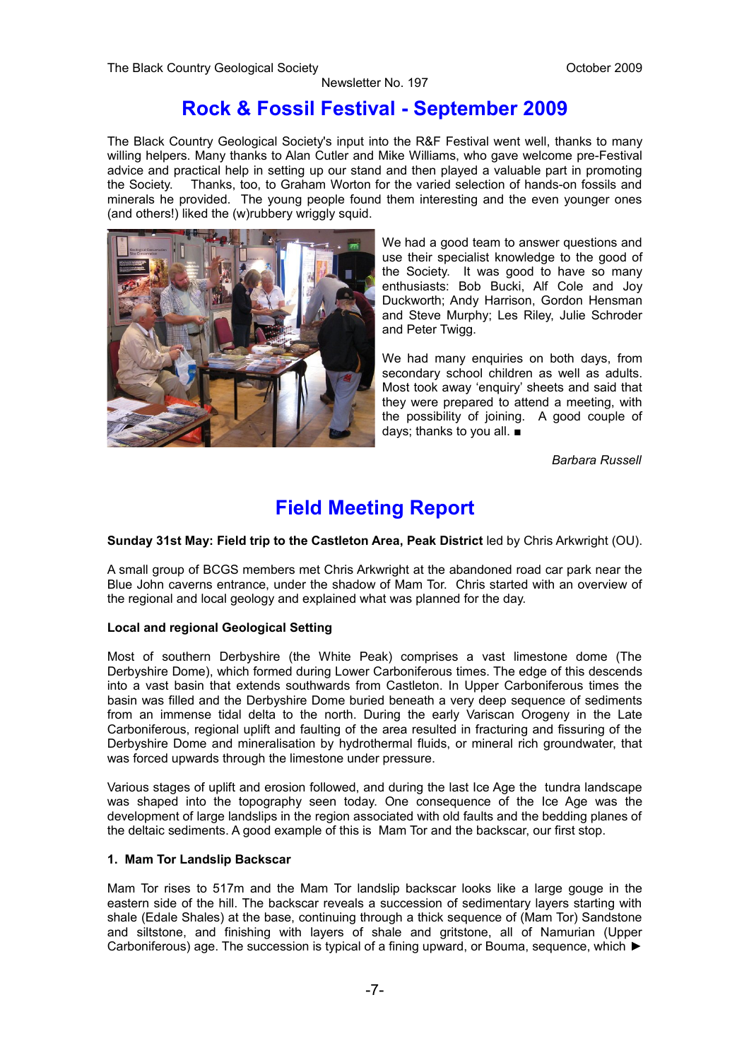# Rock & Fossil Festival - September 2009

The Black Country Geological Society's input into the R&F Festival went well, thanks to many willing helpers. Many thanks to Alan Cutler and Mike Williams, who gave welcome pre-Festival advice and practical help in setting up our stand and then played a valuable part in promoting the Society. Thanks, too, to Graham Worton for the varied selection of hands-on fossils and minerals he provided. The young people found them interesting and the even younger ones (and others!) liked the (w)rubbery wriggly squid.

We had a good team to answer questions and use their specialist knowledge to the good of the Society. It was good to have so many enthusiasts: Bob Bucki, Alf Cole and Joy Duckworth; Andy Harrison, Gordon Hensman and Steve Murphy; Les Riley, Julie Schroder and Peter Twigg.

We had many enquiries on both days, from secondary school children as well as adults. Most took away 'enquiry' sheets and said that they were prepared to attend a meeting, with the possibility of joining. A good couple of days; thanks to you all. ■

*Barbara Russell*

# Field Meeting Report

**Sunday 31st May: Field trip to the Castleton Area, Peak District** led by Chris Arkwright (OU).

A small group of BCGS members met Chris Arkwright at the abandoned road car park near the Blue John caverns entrance, under the shadow of Mam Tor. Chris started with an overview of the regional and local geology and explained what was planned for the day.

**Local and regional Geological Setting**

Most of southern Derbyshire (the White Peak) comprises a vast limestone dome (The Derbyshire Dome), which formed during Lower Carboniferous times. The edge of this descends into a vast basin that extends southwards from Castleton. In Upper Carboniferous times the basin was filled and the Derbyshire Dome buried beneath a very deep sequence of sediments from an immense tidal delta to the north. During the early Variscan Orogeny in the Late Carboniferous, regional uplift and faulting of the area resulted in fracturing and fissuring of the Derbyshire Dome and mineralisation by hydrothermal fluids, or mineral rich groundwater, that was forced upwards through the limestone under pressure.

Various stages of uplift and erosion followed, and during the last Ice Age the tundra landscape was shaped into the topography seen today. One consequence of the Ice Age was the development of large landslips in the region associated with old faults and the bedding planes of the deltaic sediments. A good example of this is Mam Tor and the backscar, our first stop.

**1. Mam Tor Landslip Backscar**

Mam Tor rises to 517m and the Mam Tor landslip backscar looks like a large gouge in the eastern side of the hill. The backscar reveals a succession of sedimentary layers starting with shale (Edale Shales) at the base, continuing through a thick sequence of (Mam Tor) Sandstone and siltstone, and finishing with layers of shale and gritstone, all of Namurian (Upper Carboniferous) age. The succession is typical of a fining upward, or Bouma, sequence, which ►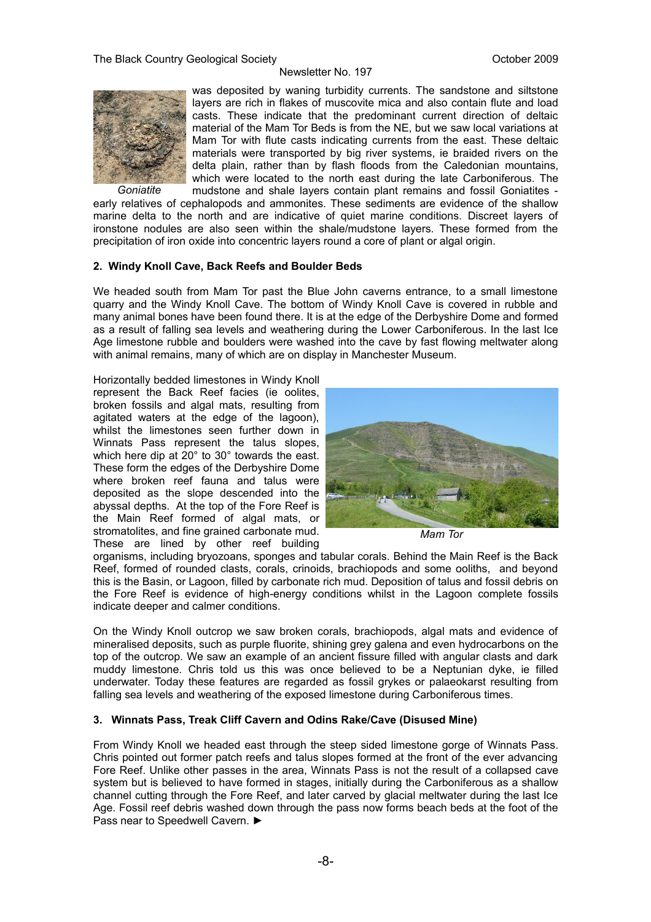was deposited by waning turbidity currents. The sandstone and siltstone layers are rich in flakes of muscovite mica and also contain flute and load casts. These indicate that the predominant current direction of deltaic material of the Mam Tor Beds is from the NE, but we saw local variations at Mam Tor with flute casts indicating currents from the east. These deltaic materials were transported by big river systems, ie braided rivers on the delta plain, rather than by flash floods from the Caledonian mountains, which were located to the north east during the late Carboniferous. The mudstone and shale layers contain plant remains and fossil Goniatites - early relatives of cephalopods and ammonites. These sediments are evidence of the shallow marine delta to the north and are indicative of quiet marine conditions. Discreet layers of ironstone nodules are also seen within the shale/mudstone layers. These formed from the precipitation of iron oxide into concentric layers round a core of plant or algal origin.

*Goniatite*

### 2. Windy Knoll Cave, Back Reefs and Boulder Beds

We headed south from Mam Tor past the Blue John caverns entrance, to a small limestone quarry and the Windy Knoll Cave. The bottom of Windy Knoll Cave is covered in rubble and many animal bones have been found there. It is at the edge of the Derbyshire Dome and formed as a result of falling sea levels and weathering during the Lower Carboniferous. In the last Ice Age limestone rubble and boulders were washed into the cave by fast flowing meltwater along with animal remains, many of which are on display in Manchester Museum.

Horizontally bedded limestones in Windy Knoll represent the Back Reef facies (ie oolites, broken fossils and algal mats, resulting from agitated waters at the edge of the lagoon), whilst the limestones seen further down in Winnats Pass represent the talus slopes, which here dip at 20° to 30° towards the east. These form the edges of the Derbyshire Dome where broken reef fauna and talus were deposited as the slope descended into the abyssal depths. At the top of the Fore Reef is the Main Reef formed of algal mats, or stromatolites, and fine grained carbonate mud. These are lined by other reef building organisms, including bryozoans, sponges and tabular corals. Behind the Main Reef is the Back Reef, formed of rounded clasts, corals, crinoids, brachiopods and some ooliths, and beyond this is the Basin, or Lagoon, filled by carbonate rich mud. Deposition of talus and fossil debris on the Fore Reef is evidence of high-energy conditions whilst in the Lagoon complete fossils indicate deeper and calmer conditions.

*Mam Tor*

On the Windy Knoll outcrop we saw broken corals, brachiopods, algal mats and evidence of mineralised deposits, such as purple fluorite, shining grey galena and even hydrocarbons on the top of the outcrop. We saw an example of an ancient fissure filled with angular clasts and dark muddy limestone. Chris told us this was once believed to be a Neptunian dyke, ie filled underwater. Today these features are regarded as fossil grykes or palaeokarst resulting from falling sea levels and weathering of the exposed limestone during Carboniferous times.

### 3. Winnats Pass, Treak Cliff Cavern and Odins Rake/Cave (Disused Mine)

From Windy Knoll we headed east through the steep sided limestone gorge of Winnats Pass. Chris pointed out former patch reefs and talus slopes formed at the front of the ever advancing Fore Reef. Unlike other passes in the area, Winnats Pass is not the result of a collapsed cave system but is believed to have formed in stages, initially during the Carboniferous as a shallow channel cutting through the Fore Reef, and later carved by glacial meltwater during the last Ice Age. Fossil reef debris washed down through the pass now forms beach beds at the foot of the Pass near to Speedwell Cavern. ►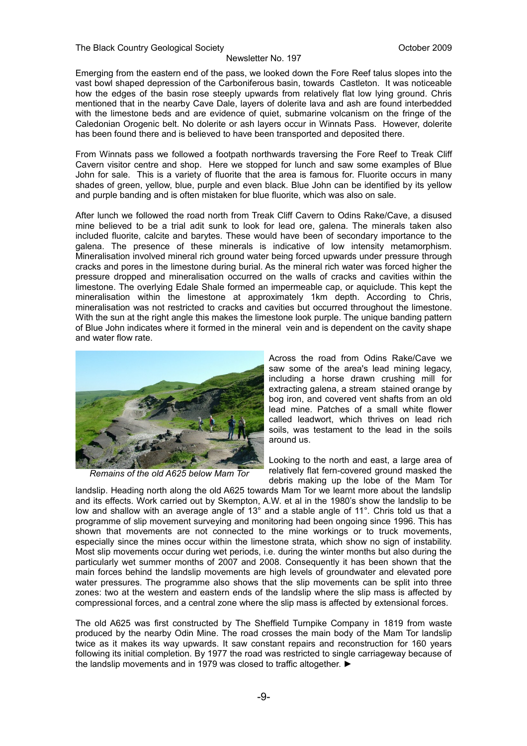Emerging from the eastern end of the pass, we looked down the Fore Reef talus slopes into the vast bowl shaped depression of the Carboniferous basin, towards Castleton. It was noticeable how the edges of the basin rose steeply upwards from relatively flat low lying ground. Chris mentioned that in the nearby Cave Dale, layers of dolerite lava and ash are found interbedded with the limestone beds and are evidence of quiet, submarine volcanism on the fringe of the Caledonian Orogenic belt. No dolerite or ash layers occur in Winnats Pass. However, dolerite has been found there and is believed to have been transported and deposited there.

From Winnats pass we followed a footpath northwards traversing the Fore Reef to Treak Cliff Cavern visitor centre and shop. Here we stopped for lunch and saw some examples of Blue John for sale. This is a variety of fluorite that the area is famous for. Fluorite occurs in many shades of green, yellow, blue, purple and even black. Blue John can be identified by its yellow and purple banding and is often mistaken for blue fluorite, which was also on sale.

After lunch we followed the road north from Treak Cliff Cavern to Odins Rake/Cave, a disused mine believed to be a trial adit sunk to look for lead ore, galena. The minerals taken also included fluorite, calcite and barytes. These would have been of secondary importance to the galena. The presence of these minerals is indicative of low intensity metamorphism. Mineralisation involved mineral rich ground water being forced upwards under pressure through cracks and pores in the limestone during burial. As the mineral rich water was forced higher the pressure dropped and mineralisation occurred on the walls of cracks and cavities within the limestone. The overlying Edale Shale formed an impermeable cap, or aquiclude. This kept the mineralisation within the limestone at approximately 1km depth. According to Chris, mineralisation was not restricted to cracks and cavities but occurred throughout the limestone. With the sun at the right angle this makes the limestone look purple. The unique banding pattern of Blue John indicates where it formed in the mineral vein and is dependent on the cavity shape and water flow rate.

*Remains of the old A625 below Mam Tor*

Across the road from Odins Rake/Cave we saw some of the area's lead mining legacy, including a horse drawn crushing mill for extracting galena, a stream stained orange by bog iron, and covered vent shafts from an old lead mine. Patches of a small white flower called leadwort, which thrives on lead rich soils, was testament to the lead in the soils around us.

Looking to the north and east, a large area of relatively flat fern-covered ground masked the debris making up the lobe of the Mam Tor landslip. Heading north along the old A625 towards Mam Tor we learnt more about the landslip and its effects. Work carried out by Skempton, A.W. et al in the 1980's show the landslip to be low and shallow with an average angle of 13° and a stable angle of 11°. Chris told us that a programme of slip movement surveying and monitoring had been ongoing since 1996. This has shown that movements are not connected to the mine workings or to truck movements, especially since the mines occur within the limestone strata, which show no sign of instability. Most slip movements occur during wet periods, i.e. during the winter months but also during the particularly wet summer months of 2007 and 2008. Consequently it has been shown that the main forces behind the landslip movements are high levels of groundwater and elevated pore water pressures. The programme also shows that the slip movements can be split into three zones: two at the western and eastern ends of the landslip where the slip mass is affected by compressional forces, and a central zone where the slip mass is affected by extensional forces.

The old A625 was first constructed by The Sheffield Turnpike Company in 1819 from waste produced by the nearby Odin Mine. The road crosses the main body of the Mam Tor landslip twice as it makes its way upwards. It saw constant repairs and reconstruction for 160 years following its initial completion. By 1977 the road was restricted to single carriageway because of the landslip movements and in 1979 was closed to traffic altogether. ►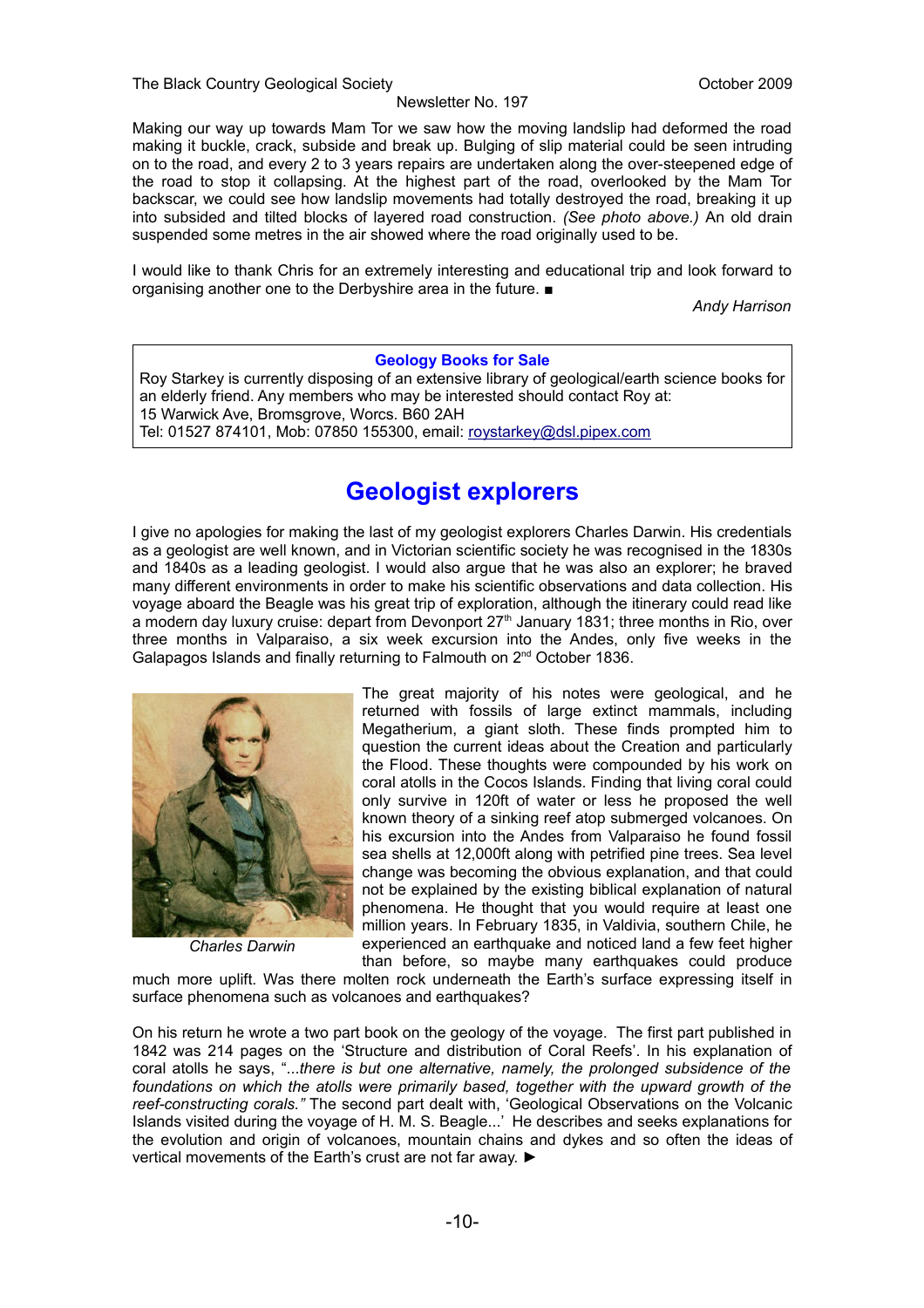Making our way up towards Mam Tor we saw how the moving landslip had deformed the road making it buckle, crack, subside and break up. Bulging of slip material could be seen intruding on to the road, and every 2 to 3 years repairs are undertaken along the over-steepened edge of the road to stop it collapsing. At the highest part of the road, overlooked by the Mam Tor backscar, we could see how landslip movements had totally destroyed the road, breaking it up into subsided and tilted blocks of layered road construction. *(See photo above.)* An old drain suspended some metres in the air showed where the road originally used to be.

I would like to thank Chris for an extremely interesting and educational trip and look forward to organising another one to the Derbyshire area in the future. ■

*Andy Harrison*

**Geology Books for Sale**

Roy Starkey is currently disposing of an extensive library of geological/earth science books for an elderly friend. Any members who may be interested should contact Roy at:
15 Warwick Ave, Bromsgrove, Worcs. B60 2AH
Tel: 01527 874101, Mob: 07850 155300, email: roystarkey@dsl.pipex.com

# Geologist explorers

I give no apologies for making the last of my geologist explorers Charles Darwin. His credentials as a geologist are well known, and in Victorian scientific society he was recognised in the 1830s and 1840s as a leading geologist. I would also argue that he was also an explorer; he braved many different environments in order to make his scientific observations and data collection. His voyage aboard the Beagle was his great trip of exploration, although the itinerary could read like a modern day luxury cruise: depart from Devonport 27th January 1831; three months in Rio, over three months in Valparaiso, a six week excursion into the Andes, only five weeks in the Galapagos Islands and finally returning to Falmouth on 2nd October 1836.

*Charles Darwin*

The great majority of his notes were geological, and he returned with fossils of large extinct mammals, including Megatherium, a giant sloth. These finds prompted him to question the current ideas about the Creation and particularly the Flood. These thoughts were compounded by his work on coral atolls in the Cocos Islands. Finding that living coral could only survive in 120ft of water or less he proposed the well known theory of a sinking reef atop submerged volcanoes. On his excursion into the Andes from Valparaiso he found fossil sea shells at 12,000ft along with petrified pine trees. Sea level change was becoming the obvious explanation, and that could not be explained by the existing biblical explanation of natural phenomena. He thought that you would require at least one million years. In February 1835, in Valdivia, southern Chile, he experienced an earthquake and noticed land a few feet higher than before, so maybe many earthquakes could produce much more uplift. Was there molten rock underneath the Earth's surface expressing itself in surface phenomena such as volcanoes and earthquakes?

On his return he wrote a two part book on the geology of the voyage. The first part published in 1842 was 214 pages on the 'Structure and distribution of Coral Reefs'. In his explanation of coral atolls he says, "*...there is but one alternative, namely, the prolonged subsidence of the foundations on which the atolls were primarily based, together with the upward growth of the reef-constructing corals.*" The second part dealt with, 'Geological Observations on the Volcanic Islands visited during the voyage of H. M. S. Beagle...' He describes and seeks explanations for the evolution and origin of volcanoes, mountain chains and dykes and so often the ideas of vertical movements of the Earth's crust are not far away. ►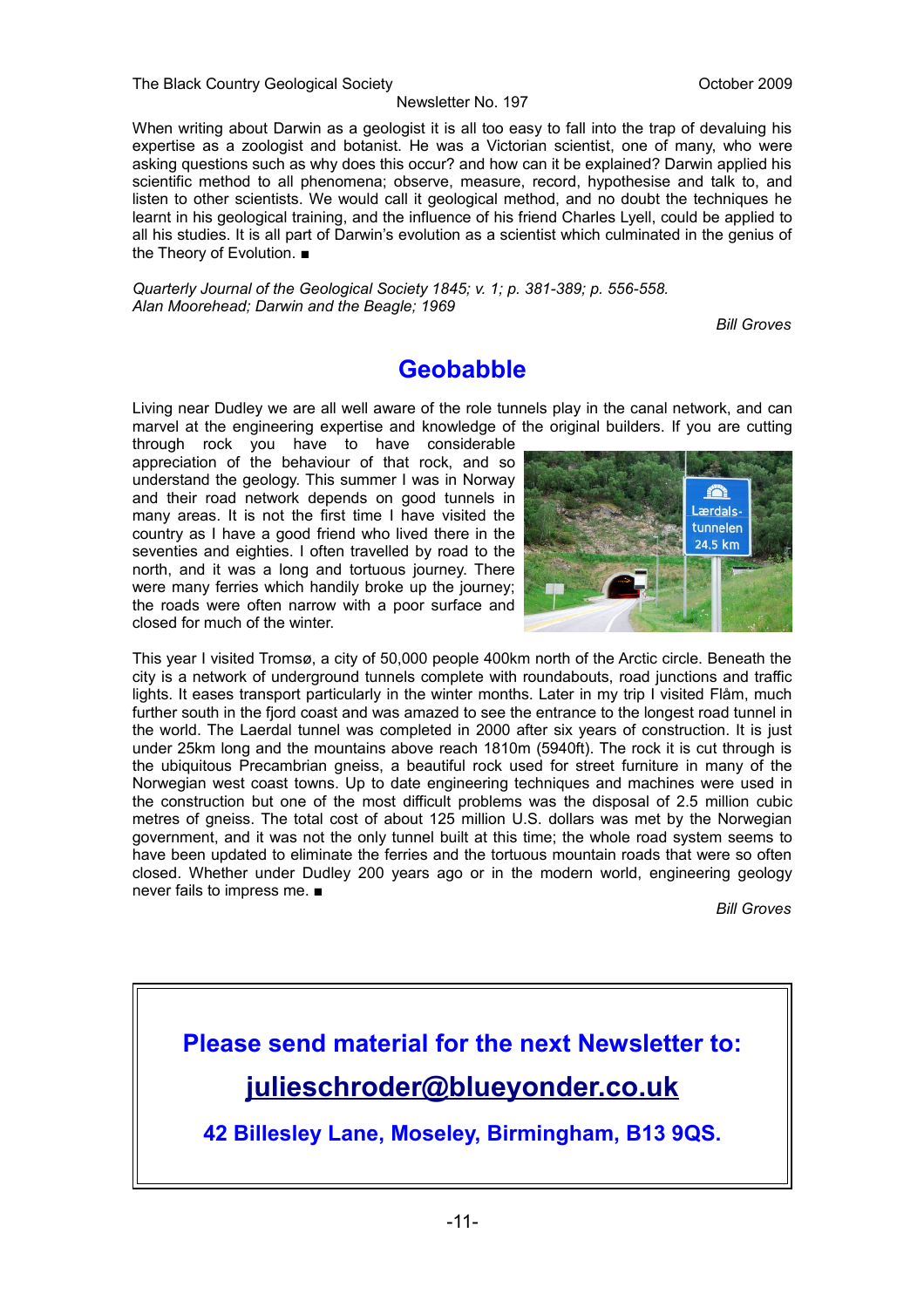When writing about Darwin as a geologist it is all too easy to fall into the trap of devaluing his expertise as a zoologist and botanist. He was a Victorian scientist, one of many, who were asking questions such as why does this occur? and how can it be explained? Darwin applied his scientific method to all phenomena; observe, measure, record, hypothesise and talk to, and listen to other scientists. We would call it geological method, and no doubt the techniques he learnt in his geological training, and the influence of his friend Charles Lyell, could be applied to all his studies. It is all part of Darwin's evolution as a scientist which culminated in the genius of the Theory of Evolution. ■

*Quarterly Journal of the Geological Society 1845; v. 1; p. 381-389; p. 556-558.*
*Alan Moorehead; Darwin and the Beagle; 1969*

*Bill Groves*

# Geobabble

Living near Dudley we are all well aware of the role tunnels play in the canal network, and can marvel at the engineering expertise and knowledge of the original builders. If you are cutting through rock you have to have considerable appreciation of the behaviour of that rock, and so understand the geology. This summer I was in Norway and their road network depends on good tunnels in many areas. It is not the first time I have visited the country as I have a good friend who lived there in the seventies and eighties. I often travelled by road to the north, and it was a long and tortuous journey. There were many ferries which handily broke up the journey; the roads were often narrow with a poor surface and closed for much of the winter.

This year I visited Tromsø, a city of 50,000 people 400km north of the Arctic circle. Beneath the city is a network of underground tunnels complete with roundabouts, road junctions and traffic lights. It eases transport particularly in the winter months. Later in my trip I visited Flåm, much further south in the fjord coast and was amazed to see the entrance to the longest road tunnel in the world. The Laerdal tunnel was completed in 2000 after six years of construction. It is just under 25km long and the mountains above reach 1810m (5940ft). The rock it is cut through is the ubiquitous Precambrian gneiss, a beautiful rock used for street furniture in many of the Norwegian west coast towns. Up to date engineering techniques and machines were used in the construction but one of the most difficult problems was the disposal of 2.5 million cubic metres of gneiss. The total cost of about 125 million U.S. dollars was met by the Norwegian government, and it was not the only tunnel built at this time; the whole road system seems to have been updated to eliminate the ferries and the tortuous mountain roads that were so often closed. Whether under Dudley 200 years ago or in the modern world, engineering geology never fails to impress me. ■

*Bill Groves*

**Please send material for the next Newsletter to:**

**julieschroder@blueyonder.co.uk**

**42 Billesley Lane, Moseley, Birmingham, B13 9QS.**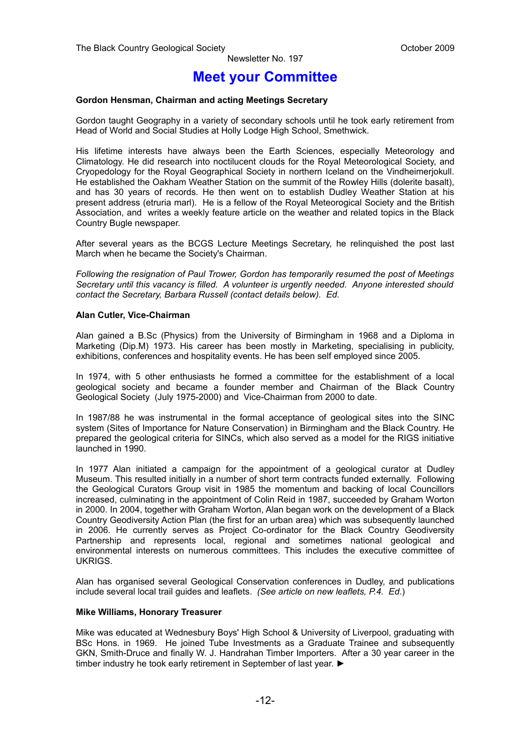# Meet your Committee

**Gordon Hensman, Chairman and acting Meetings Secretary**

Gordon taught Geography in a variety of secondary schools until he took early retirement from Head of World and Social Studies at Holly Lodge High School, Smethwick.

His lifetime interests have always been the Earth Sciences, especially Meteorology and Climatology. He did research into noctilucent clouds for the Royal Meteorological Society, and Cryopedology for the Royal Geographical Society in northern Iceland on the Vindheimerjokull. He established the Oakham Weather Station on the summit of the Rowley Hills (dolerite basalt), and has 30 years of records. He then went on to establish Dudley Weather Station at his present address (etruria marl). He is a fellow of the Royal Meteorogical Society and the British Association, and writes a weekly feature article on the weather and related topics in the Black Country Bugle newspaper.

After several years as the BCGS Lecture Meetings Secretary, he relinquished the post last March when he became the Society's Chairman.

*Following the resignation of Paul Trower, Gordon has temporarily resumed the post of Meetings Secretary until this vacancy is filled. A volunteer is urgently needed. Anyone interested should contact the Secretary, Barbara Russell (contact details below). Ed.*

**Alan Cutler, Vice-Chairman**

Alan gained a B.Sc (Physics) from the University of Birmingham in 1968 and a Diploma in Marketing (Dip.M) 1973. His career has been mostly in Marketing, specialising in publicity, exhibitions, conferences and hospitality events. He has been self employed since 2005.

In 1974, with 5 other enthusiasts he formed a committee for the establishment of a local geological society and became a founder member and Chairman of the Black Country Geological Society (July 1975-2000) and Vice-Chairman from 2000 to date.

In 1987/88 he was instrumental in the formal acceptance of geological sites into the SINC system (Sites of Importance for Nature Conservation) in Birmingham and the Black Country. He prepared the geological criteria for SINCs, which also served as a model for the RIGS initiative launched in 1990.

In 1977 Alan initiated a campaign for the appointment of a geological curator at Dudley Museum. This resulted initially in a number of short term contracts funded externally. Following the Geological Curators Group visit in 1985 the momentum and backing of local Councillors increased, culminating in the appointment of Colin Reid in 1987, succeeded by Graham Worton in 2000. In 2004, together with Graham Worton, Alan began work on the development of a Black Country Geodiversity Action Plan (the first for an urban area) which was subsequently launched in 2006. He currently serves as Project Co-ordinator for the Black Country Geodiversity Partnership and represents local, regional and sometimes national geological and environmental interests on numerous committees. This includes the executive committee of UKRIGS.

Alan has organised several Geological Conservation conferences in Dudley, and publications include several local trail guides and leaflets. *(See article on new leaflets, P.4. Ed.)*

**Mike Williams, Honorary Treasurer**

Mike was educated at Wednesbury Boys' High School & University of Liverpool, graduating with BSc Hons. in 1969. He joined Tube Investments as a Graduate Trainee and subsequently GKN, Smith-Druce and finally W. J. Handrahan Timber Importers. After a 30 year career in the timber industry he took early retirement in September of last year. ►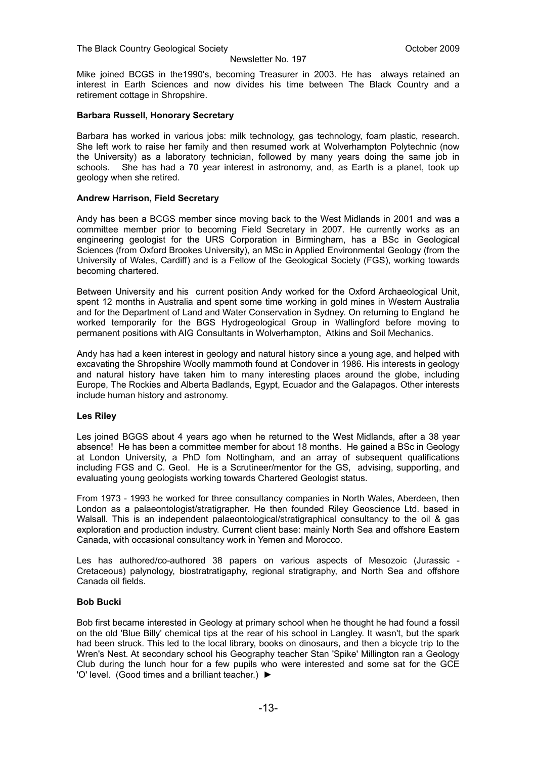Mike joined BCGS in the1990's, becoming Treasurer in 2003. He has always retained an interest in Earth Sciences and now divides his time between The Black Country and a retirement cottage in Shropshire.

**Barbara Russell, Honorary Secretary**

Barbara has worked in various jobs: milk technology, gas technology, foam plastic, research. She left work to raise her family and then resumed work at Wolverhampton Polytechnic (now the University) as a laboratory technician, followed by many years doing the same job in schools. She has had a 70 year interest in astronomy, and, as Earth is a planet, took up geology when she retired.

**Andrew Harrison, Field Secretary**

Andy has been a BCGS member since moving back to the West Midlands in 2001 and was a committee member prior to becoming Field Secretary in 2007. He currently works as an engineering geologist for the URS Corporation in Birmingham, has a BSc in Geological Sciences (from Oxford Brookes University), an MSc in Applied Environmental Geology (from the University of Wales, Cardiff) and is a Fellow of the Geological Society (FGS), working towards becoming chartered.

Between University and his current position Andy worked for the Oxford Archaeological Unit, spent 12 months in Australia and spent some time working in gold mines in Western Australia and for the Department of Land and Water Conservation in Sydney. On returning to England he worked temporarily for the BGS Hydrogeological Group in Wallingford before moving to permanent positions with AIG Consultants in Wolverhampton, Atkins and Soil Mechanics.

Andy has had a keen interest in geology and natural history since a young age, and helped with excavating the Shropshire Woolly mammoth found at Condover in 1986. His interests in geology and natural history have taken him to many interesting places around the globe, including Europe, The Rockies and Alberta Badlands, Egypt, Ecuador and the Galapagos. Other interests include human history and astronomy.

**Les Riley**

Les joined BGGS about 4 years ago when he returned to the West Midlands, after a 38 year absence! He has been a committee member for about 18 months. He gained a BSc in Geology at London University, a PhD fom Nottingham, and an array of subsequent qualifications including FGS and C. Geol. He is a Scrutineer/mentor for the GS, advising, supporting, and evaluating young geologists working towards Chartered Geologist status.

From 1973 - 1993 he worked for three consultancy companies in North Wales, Aberdeen, then London as a palaeontologist/stratigrapher. He then founded Riley Geoscience Ltd. based in Walsall. This is an independent palaeontological/stratigraphical consultancy to the oil & gas exploration and production industry. Current client base: mainly North Sea and offshore Eastern Canada, with occasional consultancy work in Yemen and Morocco.

Les has authored/co-authored 38 papers on various aspects of Mesozoic (Jurassic - Cretaceous) palynology, biostratigaphy, regional stratigraphy, and North Sea and offshore Canada oil fields.

**Bob Bucki**

Bob first became interested in Geology at primary school when he thought he had found a fossil on the old 'Blue Billy' chemical tips at the rear of his school in Langley. It wasn't, but the spark had been struck. This led to the local library, books on dinosaurs, and then a bicycle trip to the Wren's Nest. At secondary school his Geography teacher Stan 'Spike' Millington ran a Geology Club during the lunch hour for a few pupils who were interested and some sat for the GCE 'O' level. (Good times and a brilliant teacher.) ►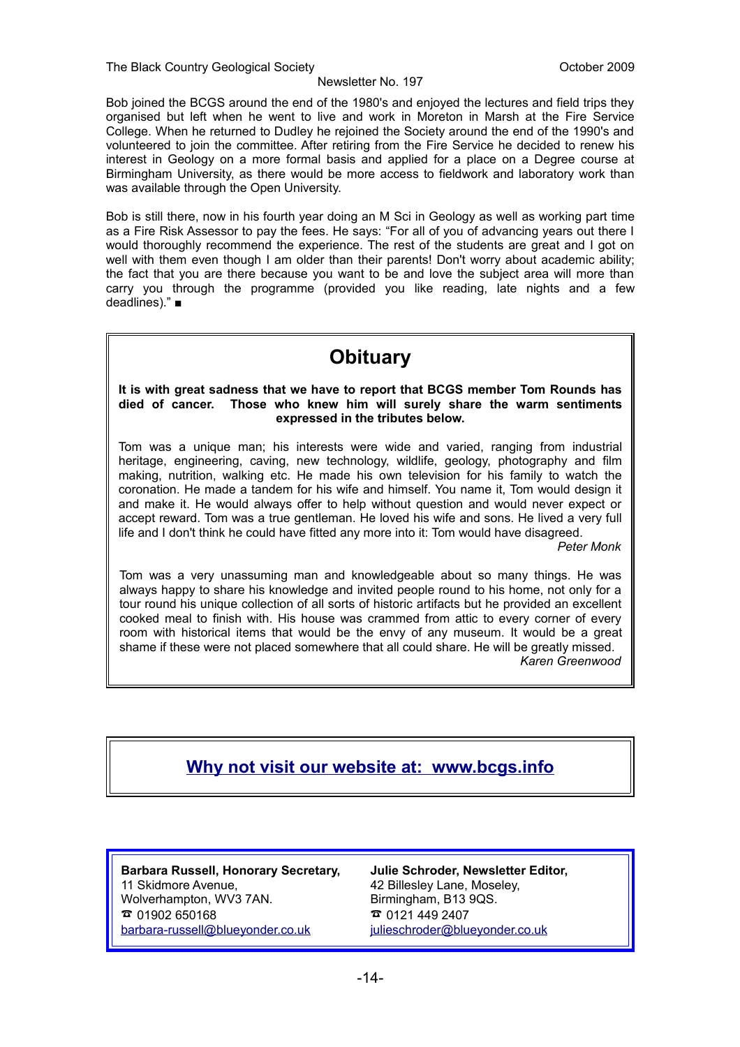Bob joined the BCGS around the end of the 1980's and enjoyed the lectures and field trips they organised but left when he went to live and work in Moreton in Marsh at the Fire Service College. When he returned to Dudley he rejoined the Society around the end of the 1990's and volunteered to join the committee. After retiring from the Fire Service he decided to renew his interest in Geology on a more formal basis and applied for a place on a Degree course at Birmingham University, as there would be more access to fieldwork and laboratory work than was available through the Open University.

Bob is still there, now in his fourth year doing an M Sci in Geology as well as working part time as a Fire Risk Assessor to pay the fees. He says: "For all of you of advancing years out there I would thoroughly recommend the experience. The rest of the students are great and I got on well with them even though I am older than their parents! Don't worry about academic ability; the fact that you are there because you want to be and love the subject area will more than carry you through the programme (provided you like reading, late nights and a few deadlines)." ■

## Obituary

**It is with great sadness that we have to report that BCGS member Tom Rounds has died of cancer. Those who knew him will surely share the warm sentiments expressed in the tributes below.**

Tom was a unique man; his interests were wide and varied, ranging from industrial heritage, engineering, caving, new technology, wildlife, geology, photography and film making, nutrition, walking etc. He made his own television for his family to watch the coronation. He made a tandem for his wife and himself. You name it, Tom would design it and make it. He would always offer to help without question and would never expect or accept reward. Tom was a true gentleman. He loved his wife and sons. He lived a very full life and I don't think he could have fitted any more into it: Tom would have disagreed.

*Peter Monk*

Tom was a very unassuming man and knowledgeable about so many things. He was always happy to share his knowledge and invited people round to his home, not only for a tour round his unique collection of all sorts of historic artifacts but he provided an excellent cooked meal to finish with. His house was crammed from attic to every corner of every room with historical items that would be the envy of any museum. It would be a great shame if these were not placed somewhere that all could share. He will be greatly missed.

*Karen Greenwood*

**Why not visit our website at: www.bcgs.info**

**Barbara Russell, Honorary Secretary,**
11 Skidmore Avenue,
Wolverhampton, WV3 7AN.
☎ 01902 650168
barbara-russell@blueyonder.co.uk

**Julie Schroder, Newsletter Editor,**
42 Billesley Lane, Moseley,
Birmingham, B13 9QS.
☎ 0121 449 2407
julieschroder@blueyonder.co.uk